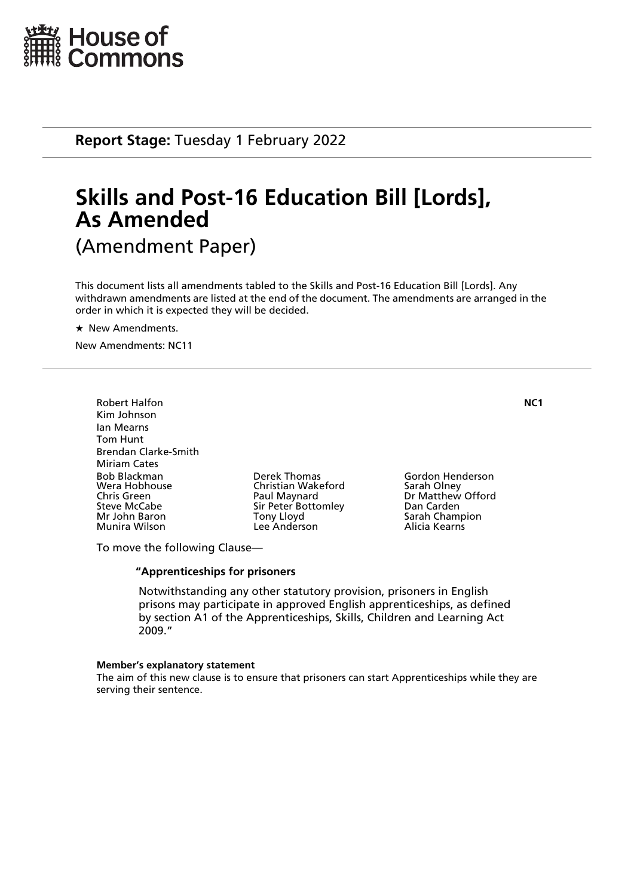House of Commons

**Report Stage:** Tuesday 1 February 2022

# Skills and Post-16 Education Bill [Lords], As Amended

## (Amendment Paper)

This document lists all amendments tabled to the Skills and Post-16 Education Bill [Lords]. Any withdrawn amendments are listed at the end of the document. The amendments are arranged in the order in which it is expected they will be decided.

★ New Amendments.

New Amendments: NC11

---

**NC1**

Robert Halfon
Kim Johnson
Ian Mearns
Tom Hunt
Brendan Clarke-Smith
Miriam Cates
Bob Blackman
Wera Hobhouse
Chris Green
Steve McCabe
Mr John Baron
Munira Wilson
Derek Thomas
Christian Wakeford
Paul Maynard
Sir Peter Bottomley
Tony Lloyd
Lee Anderson
Gordon Henderson
Sarah Olney
Dr Matthew Offord
Dan Carden
Sarah Champion
Alicia Kearns

To move the following Clause—

**"Apprenticeships for prisoners**

Notwithstanding any other statutory provision, prisoners in English prisons may participate in approved English apprenticeships, as defined by section A1 of the Apprenticeships, Skills, Children and Learning Act 2009."

**Member's explanatory statement**

The aim of this new clause is to ensure that prisoners can start Apprenticeships while they are serving their sentence.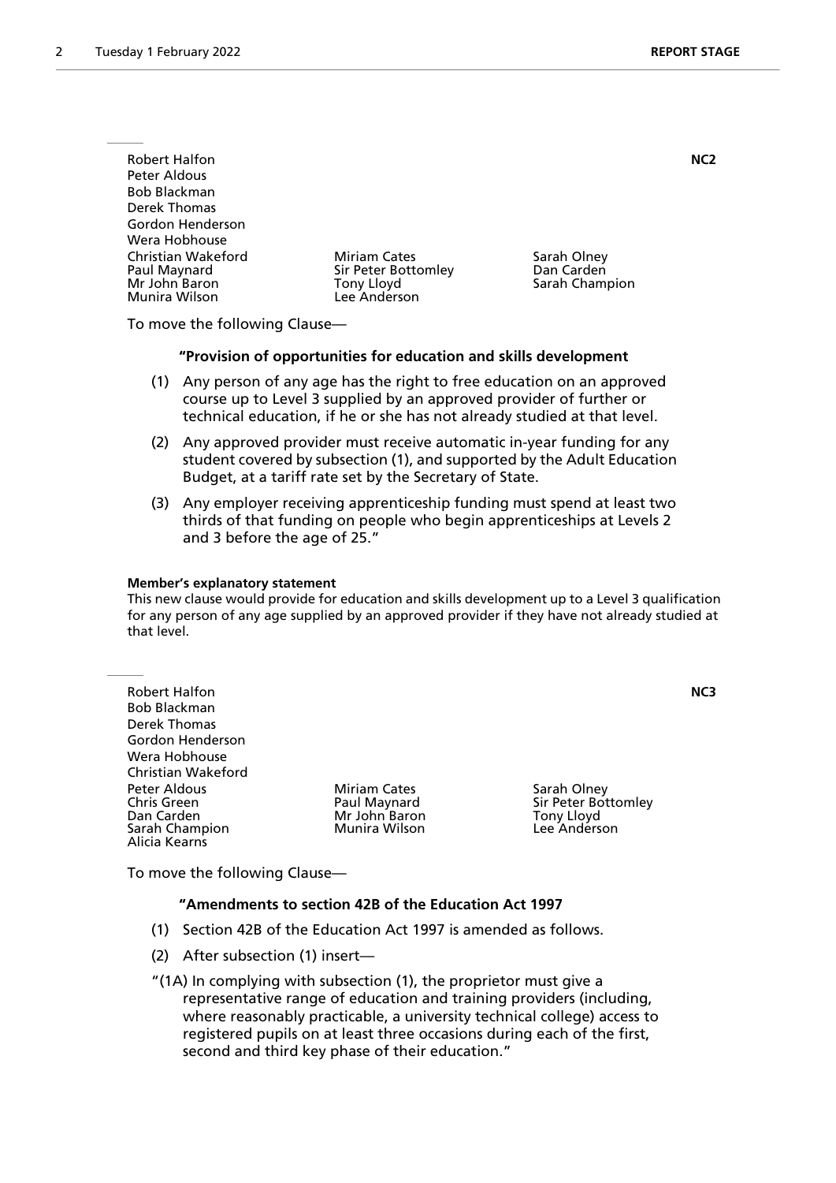Robert Halfon
Peter Aldous
Bob Blackman
Derek Thomas
Gordon Henderson
Wera Hobhouse
Christian Wakeford
Paul Maynard
Mr John Baron
Munira Wilson
Miriam Cates
Sir Peter Bottomley
Tony Lloyd
Lee Anderson
Sarah Olney
Dan Carden
Sarah Champion

**NC2**

To move the following Clause—

**"Provision of opportunities for education and skills development**

(1) Any person of any age has the right to free education on an approved course up to Level 3 supplied by an approved provider of further or technical education, if he or she has not already studied at that level.

(2) Any approved provider must receive automatic in-year funding for any student covered by subsection (1), and supported by the Adult Education Budget, at a tariff rate set by the Secretary of State.

(3) Any employer receiving apprenticeship funding must spend at least two thirds of that funding on people who begin apprenticeships at Levels 2 and 3 before the age of 25."

**Member's explanatory statement**

This new clause would provide for education and skills development up to a Level 3 qualification for any person of any age supplied by an approved provider if they have not already studied at that level.

---

Robert Halfon
Bob Blackman
Derek Thomas
Gordon Henderson
Wera Hobhouse
Christian Wakeford
Peter Aldous
Chris Green
Dan Carden
Sarah Champion
Alicia Kearns
Miriam Cates
Paul Maynard
Mr John Baron
Munira Wilson
Sarah Olney
Sir Peter Bottomley
Tony Lloyd
Lee Anderson

**NC3**

To move the following Clause—

**"Amendments to section 42B of the Education Act 1997**

(1) Section 42B of the Education Act 1997 is amended as follows.

(2) After subsection (1) insert—

"(1A) In complying with subsection (1), the proprietor must give a representative range of education and training providers (including, where reasonably practicable, a university technical college) access to registered pupils on at least three occasions during each of the first, second and third key phase of their education."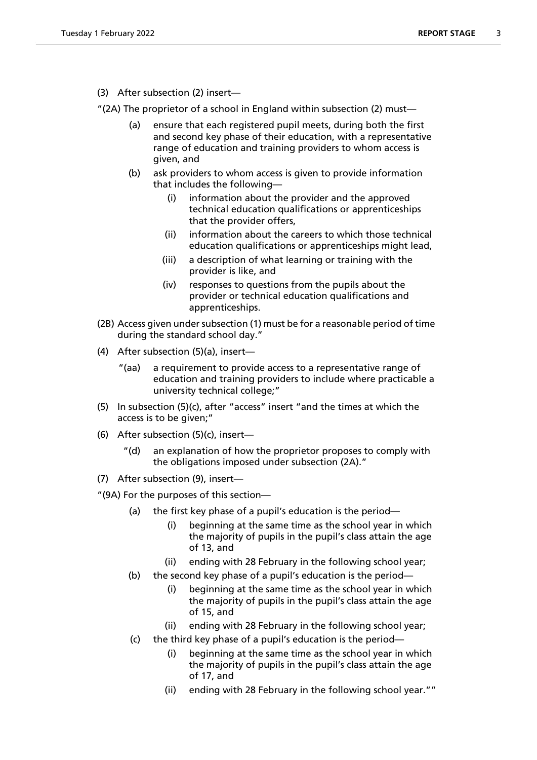(3) After subsection (2) insert—

"(2A) The proprietor of a school in England within subsection (2) must—

- (a) ensure that each registered pupil meets, during both the first and second key phase of their education, with a representative range of education and training providers to whom access is given, and
- (b) ask providers to whom access is given to provide information that includes the following—
  - (i) information about the provider and the approved technical education qualifications or apprenticeships that the provider offers,
  - (ii) information about the careers to which those technical education qualifications or apprenticeships might lead,
  - (iii) a description of what learning or training with the provider is like, and
  - (iv) responses to questions from the pupils about the provider or technical education qualifications and apprenticeships.

(2B) Access given under subsection (1) must be for a reasonable period of time during the standard school day."

(4) After subsection (5)(a), insert—

"(aa) a requirement to provide access to a representative range of education and training providers to include where practicable a university technical college;"

(5) In subsection (5)(c), after "access" insert "and the times at which the access is to be given;"

(6) After subsection (5)(c), insert—

"(d) an explanation of how the proprietor proposes to comply with the obligations imposed under subsection (2A)."

(7) After subsection (9), insert—

"(9A) For the purposes of this section—

- (a) the first key phase of a pupil's education is the period—
  - (i) beginning at the same time as the school year in which the majority of pupils in the pupil's class attain the age of 13, and
  - (ii) ending with 28 February in the following school year;
- (b) the second key phase of a pupil's education is the period—
  - (i) beginning at the same time as the school year in which the majority of pupils in the pupil's class attain the age of 15, and
  - (ii) ending with 28 February in the following school year;
- (c) the third key phase of a pupil's education is the period—
  - (i) beginning at the same time as the school year in which the majority of pupils in the pupil's class attain the age of 17, and
  - (ii) ending with 28 February in the following school year.""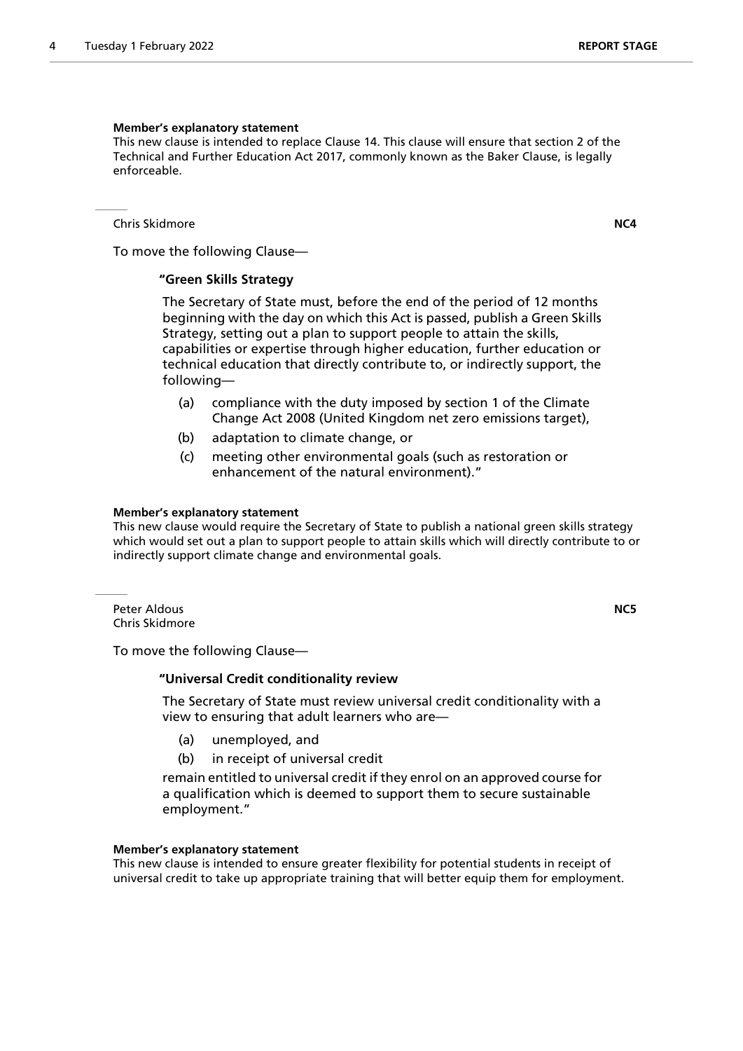**Member's explanatory statement**

This new clause is intended to replace Clause 14. This clause will ensure that section 2 of the Technical and Further Education Act 2017, commonly known as the Baker Clause, is legally enforceable.

---

Chris Skidmore **NC4**

To move the following Clause—

**"Green Skills Strategy**

The Secretary of State must, before the end of the period of 12 months beginning with the day on which this Act is passed, publish a Green Skills Strategy, setting out a plan to support people to attain the skills, capabilities or expertise through higher education, further education or technical education that directly contribute to, or indirectly support, the following—

(a) compliance with the duty imposed by section 1 of the Climate Change Act 2008 (United Kingdom net zero emissions target),

(b) adaptation to climate change, or

(c) meeting other environmental goals (such as restoration or enhancement of the natural environment)."

**Member's explanatory statement**

This new clause would require the Secretary of State to publish a national green skills strategy which would set out a plan to support people to attain skills which will directly contribute to or indirectly support climate change and environmental goals.

---

Peter Aldous **NC5**
Chris Skidmore

To move the following Clause—

**"Universal Credit conditionality review**

The Secretary of State must review universal credit conditionality with a view to ensuring that adult learners who are—

(a) unemployed, and

(b) in receipt of universal credit

remain entitled to universal credit if they enrol on an approved course for a qualification which is deemed to support them to secure sustainable employment."

**Member's explanatory statement**

This new clause is intended to ensure greater flexibility for potential students in receipt of universal credit to take up appropriate training that will better equip them for employment.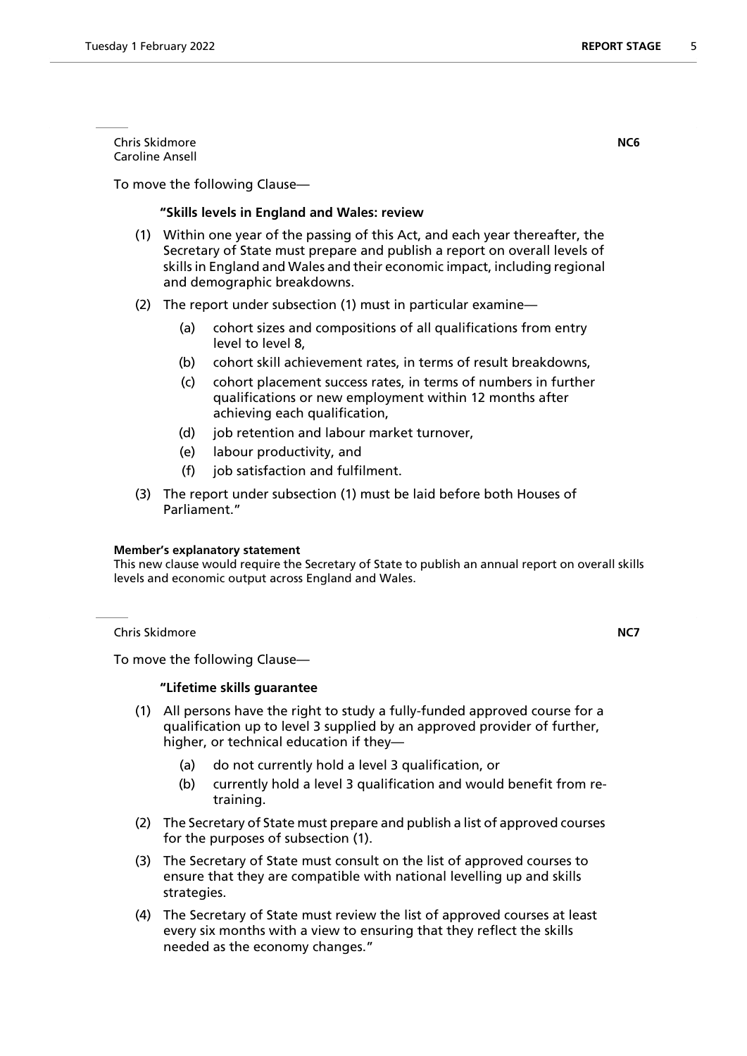Chris Skidmore
Caroline Ansell

**NC6**

To move the following Clause—

**"Skills levels in England and Wales: review**

(1) Within one year of the passing of this Act, and each year thereafter, the Secretary of State must prepare and publish a report on overall levels of skills in England and Wales and their economic impact, including regional and demographic breakdowns.

(2) The report under subsection (1) must in particular examine—

   (a) cohort sizes and compositions of all qualifications from entry level to level 8,

   (b) cohort skill achievement rates, in terms of result breakdowns,

   (c) cohort placement success rates, in terms of numbers in further qualifications or new employment within 12 months after achieving each qualification,

   (d) job retention and labour market turnover,

   (e) labour productivity, and

   (f) job satisfaction and fulfilment.

(3) The report under subsection (1) must be laid before both Houses of Parliament."

**Member's explanatory statement**

This new clause would require the Secretary of State to publish an annual report on overall skills levels and economic output across England and Wales.

Chris Skidmore

**NC7**

To move the following Clause—

**"Lifetime skills guarantee**

(1) All persons have the right to study a fully-funded approved course for a qualification up to level 3 supplied by an approved provider of further, higher, or technical education if they—

   (a) do not currently hold a level 3 qualification, or

   (b) currently hold a level 3 qualification and would benefit from re-training.

(2) The Secretary of State must prepare and publish a list of approved courses for the purposes of subsection (1).

(3) The Secretary of State must consult on the list of approved courses to ensure that they are compatible with national levelling up and skills strategies.

(4) The Secretary of State must review the list of approved courses at least every six months with a view to ensuring that they reflect the skills needed as the economy changes."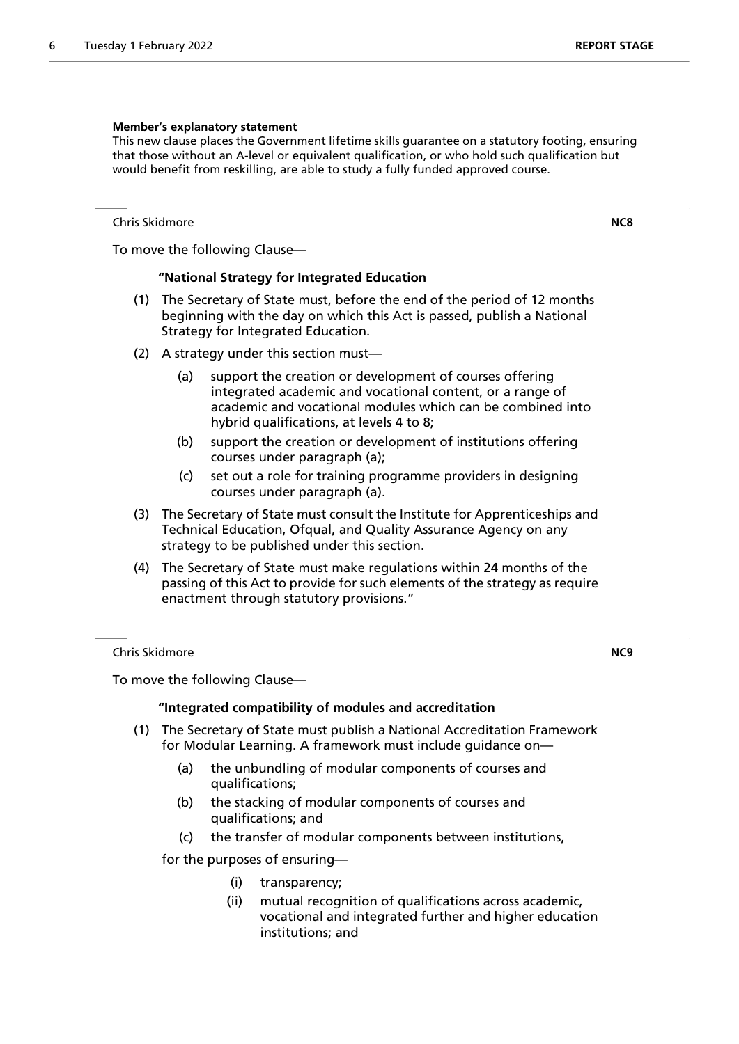**Member's explanatory statement**

This new clause places the Government lifetime skills guarantee on a statutory footing, ensuring that those without an A-level or equivalent qualification, or who hold such qualification but would benefit from reskilling, are able to study a fully funded approved course.

---

Chris Skidmore **NC8**

To move the following Clause—

**"National Strategy for Integrated Education**

(1) The Secretary of State must, before the end of the period of 12 months beginning with the day on which this Act is passed, publish a National Strategy for Integrated Education.

(2) A strategy under this section must—

(a) support the creation or development of courses offering integrated academic and vocational content, or a range of academic and vocational modules which can be combined into hybrid qualifications, at levels 4 to 8;

(b) support the creation or development of institutions offering courses under paragraph (a);

(c) set out a role for training programme providers in designing courses under paragraph (a).

(3) The Secretary of State must consult the Institute for Apprenticeships and Technical Education, Ofqual, and Quality Assurance Agency on any strategy to be published under this section.

(4) The Secretary of State must make regulations within 24 months of the passing of this Act to provide for such elements of the strategy as require enactment through statutory provisions."

---

Chris Skidmore **NC9**

To move the following Clause—

**"Integrated compatibility of modules and accreditation**

(1) The Secretary of State must publish a National Accreditation Framework for Modular Learning. A framework must include guidance on—

(a) the unbundling of modular components of courses and qualifications;

(b) the stacking of modular components of courses and qualifications; and

(c) the transfer of modular components between institutions,

for the purposes of ensuring—

(i) transparency;

(ii) mutual recognition of qualifications across academic, vocational and integrated further and higher education institutions; and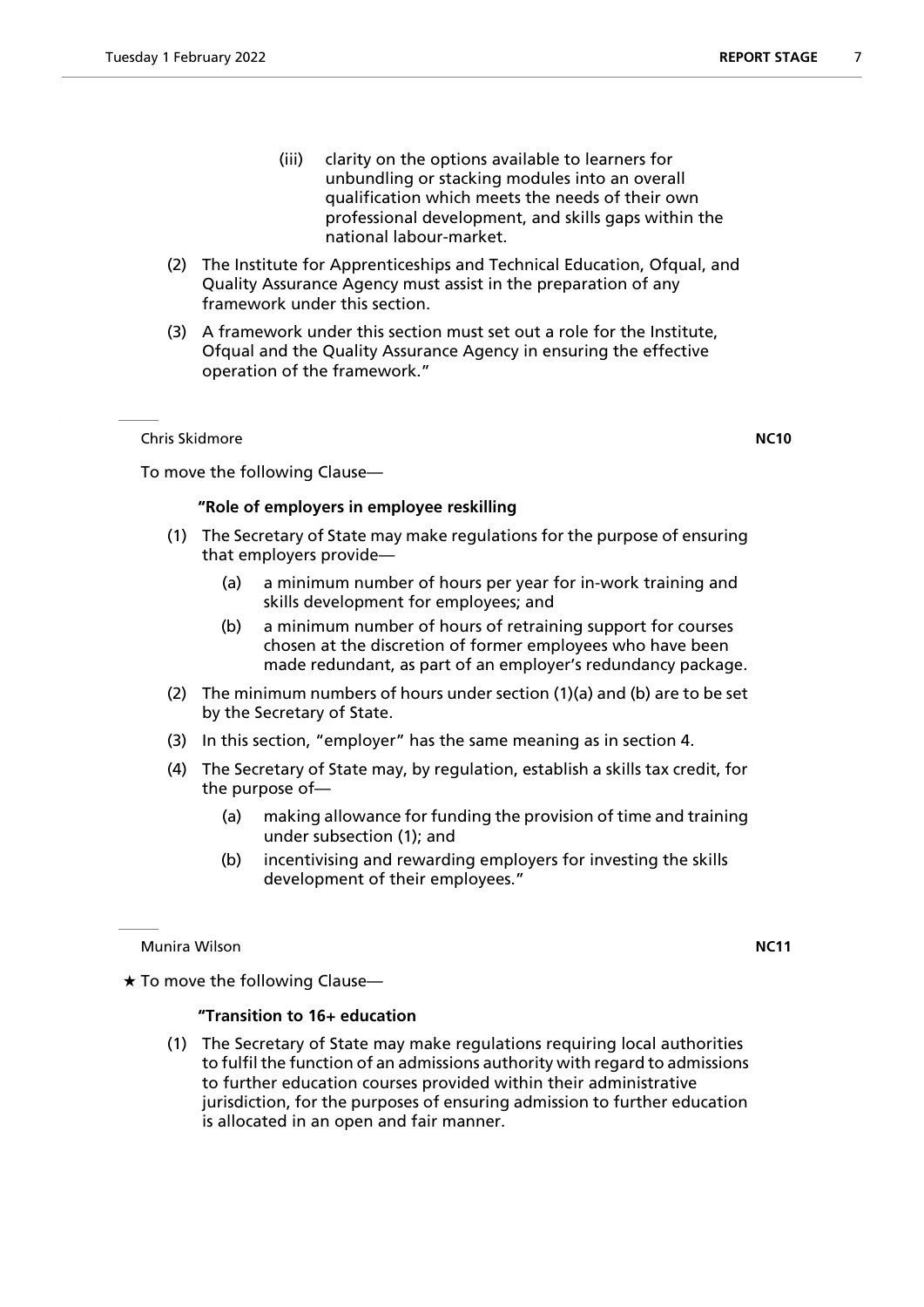(iii) clarity on the options available to learners for unbundling or stacking modules into an overall qualification which meets the needs of their own professional development, and skills gaps within the national labour-market.

(2) The Institute for Apprenticeships and Technical Education, Ofqual, and Quality Assurance Agency must assist in the preparation of any framework under this section.

(3) A framework under this section must set out a role for the Institute, Ofqual and the Quality Assurance Agency in ensuring the effective operation of the framework."

---

Chris Skidmore **NC10**

To move the following Clause—

**"Role of employers in employee reskilling**

(1) The Secretary of State may make regulations for the purpose of ensuring that employers provide—

(a) a minimum number of hours per year for in-work training and skills development for employees; and

(b) a minimum number of hours of retraining support for courses chosen at the discretion of former employees who have been made redundant, as part of an employer's redundancy package.

(2) The minimum numbers of hours under section (1)(a) and (b) are to be set by the Secretary of State.

(3) In this section, "employer" has the same meaning as in section 4.

(4) The Secretary of State may, by regulation, establish a skills tax credit, for the purpose of—

(a) making allowance for funding the provision of time and training under subsection (1); and

(b) incentivising and rewarding employers for investing the skills development of their employees."

---

Munira Wilson **NC11**

★ To move the following Clause—

**"Transition to 16+ education**

(1) The Secretary of State may make regulations requiring local authorities to fulfil the function of an admissions authority with regard to admissions to further education courses provided within their administrative jurisdiction, for the purposes of ensuring admission to further education is allocated in an open and fair manner.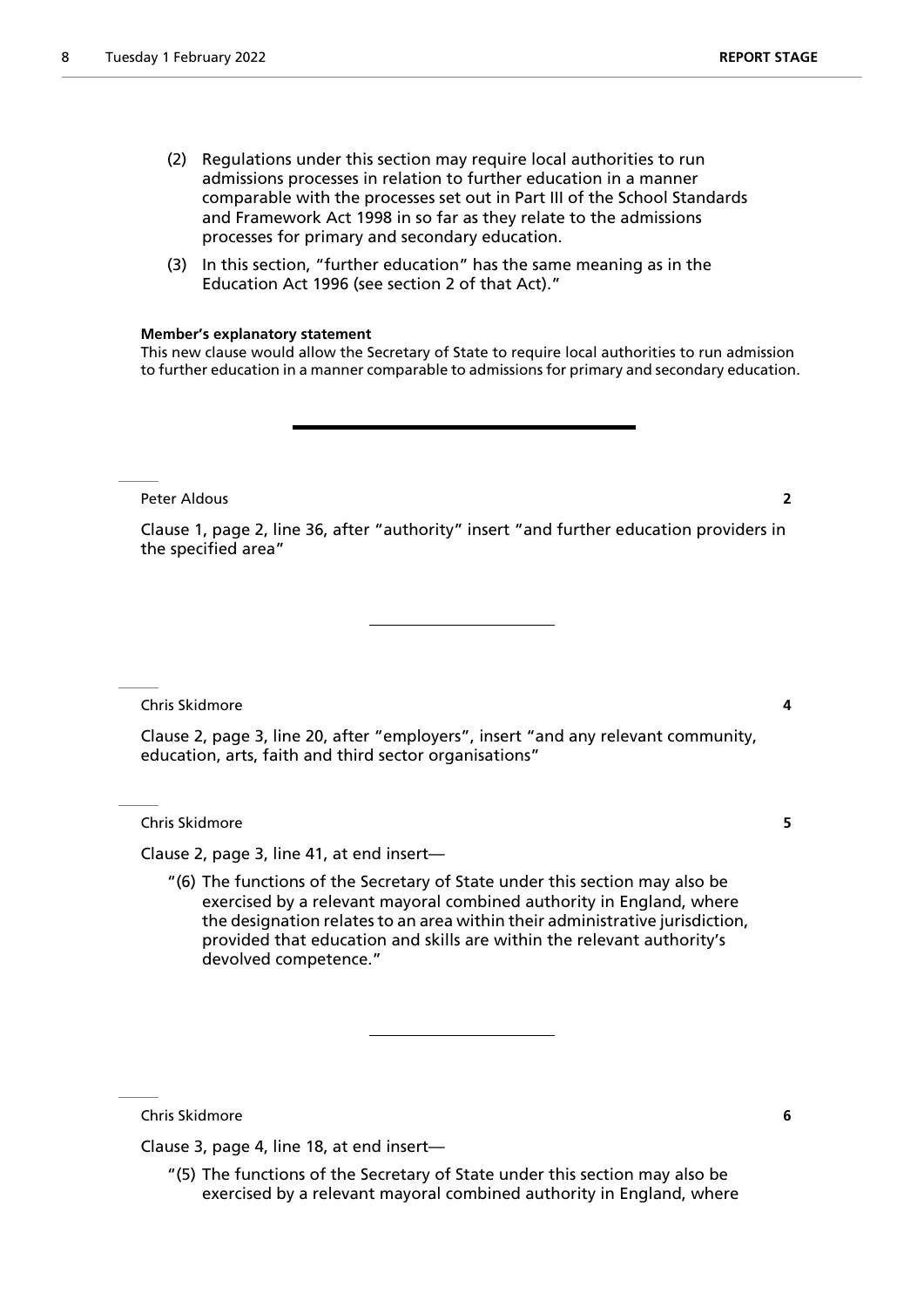(2) Regulations under this section may require local authorities to run admissions processes in relation to further education in a manner comparable with the processes set out in Part III of the School Standards and Framework Act 1998 in so far as they relate to the admissions processes for primary and secondary education.

(3) In this section, "further education" has the same meaning as in the Education Act 1996 (see section 2 of that Act)."

**Member's explanatory statement**

This new clause would allow the Secretary of State to require local authorities to run admission to further education in a manner comparable to admissions for primary and secondary education.

---

Peter Aldous **2**

Clause 1, page 2, line 36, after "authority" insert "and further education providers in the specified area"

---

Chris Skidmore **4**

Clause 2, page 3, line 20, after "employers", insert "and any relevant community, education, arts, faith and third sector organisations"

Chris Skidmore **5**

Clause 2, page 3, line 41, at end insert—

"(6) The functions of the Secretary of State under this section may also be exercised by a relevant mayoral combined authority in England, where the designation relates to an area within their administrative jurisdiction, provided that education and skills are within the relevant authority's devolved competence."

---

Chris Skidmore **6**

Clause 3, page 4, line 18, at end insert—

"(5) The functions of the Secretary of State under this section may also be exercised by a relevant mayoral combined authority in England, where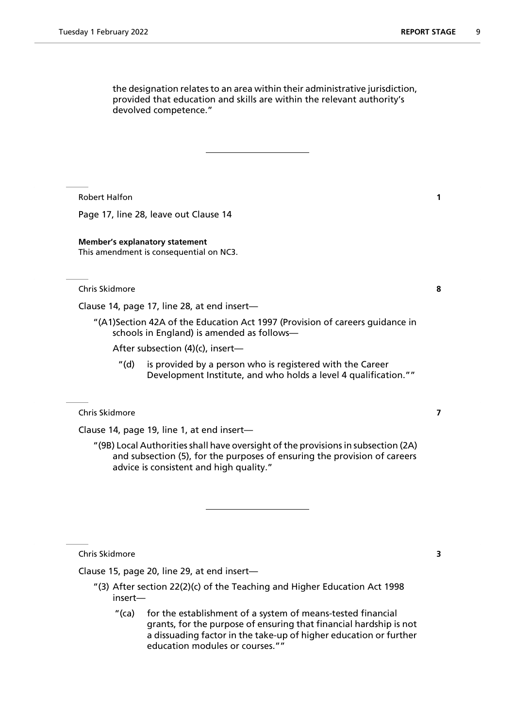the designation relates to an area within their administrative jurisdiction, provided that education and skills are within the relevant authority's devolved competence."

---

Robert Halfon **1**

Page 17, line 28, leave out Clause 14

**Member's explanatory statement**
This amendment is consequential on NC3.

---

Chris Skidmore **8**

Clause 14, page 17, line 28, at end insert—

"(A1)Section 42A of the Education Act 1997 (Provision of careers guidance in schools in England) is amended as follows—

After subsection (4)(c), insert—

"(d) is provided by a person who is registered with the Career Development Institute, and who holds a level 4 qualification.""

---

Chris Skidmore **7**

Clause 14, page 19, line 1, at end insert—

"(9B) Local Authorities shall have oversight of the provisions in subsection (2A) and subsection (5), for the purposes of ensuring the provision of careers advice is consistent and high quality."

---

Chris Skidmore **3**

Clause 15, page 20, line 29, at end insert—

"(3) After section 22(2)(c) of the Teaching and Higher Education Act 1998 insert—

"(ca) for the establishment of a system of means-tested financial grants, for the purpose of ensuring that financial hardship is not a dissuading factor in the take-up of higher education or further education modules or courses.""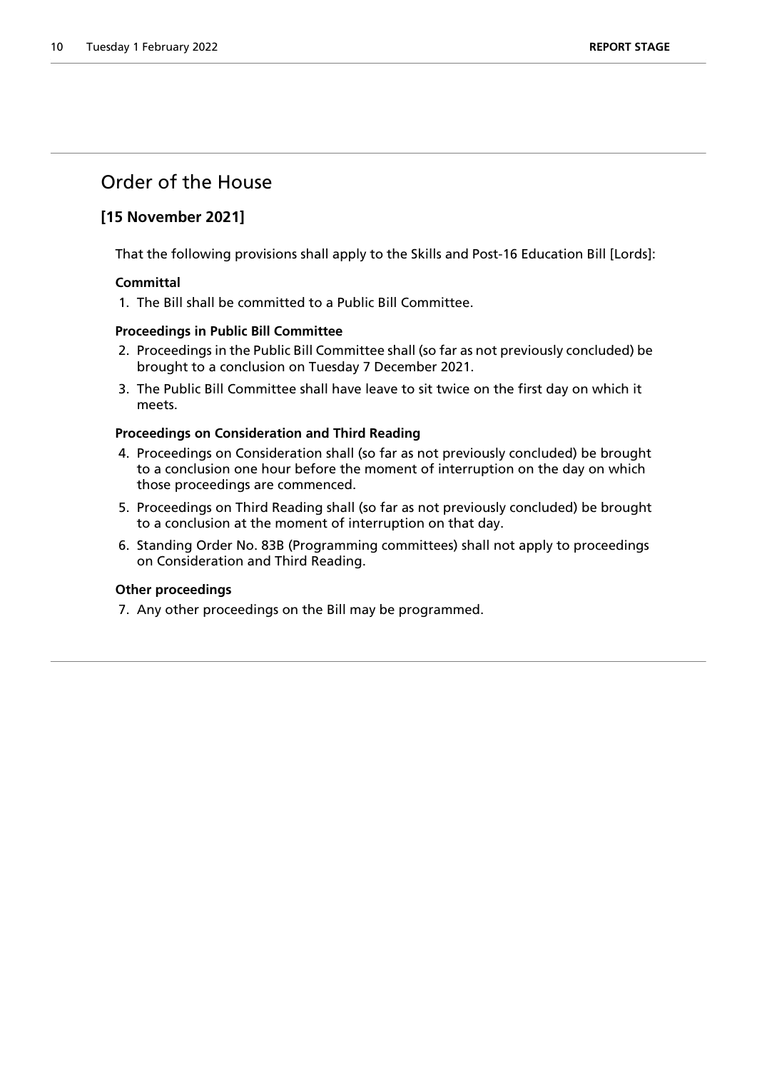## Order of the House

### [15 November 2021]

That the following provisions shall apply to the Skills and Post-16 Education Bill [Lords]:

**Committal**

1. The Bill shall be committed to a Public Bill Committee.

**Proceedings in Public Bill Committee**

2. Proceedings in the Public Bill Committee shall (so far as not previously concluded) be brought to a conclusion on Tuesday 7 December 2021.
3. The Public Bill Committee shall have leave to sit twice on the first day on which it meets.

**Proceedings on Consideration and Third Reading**

4. Proceedings on Consideration shall (so far as not previously concluded) be brought to a conclusion one hour before the moment of interruption on the day on which those proceedings are commenced.
5. Proceedings on Third Reading shall (so far as not previously concluded) be brought to a conclusion at the moment of interruption on that day.
6. Standing Order No. 83B (Programming committees) shall not apply to proceedings on Consideration and Third Reading.

**Other proceedings**

7. Any other proceedings on the Bill may be programmed.